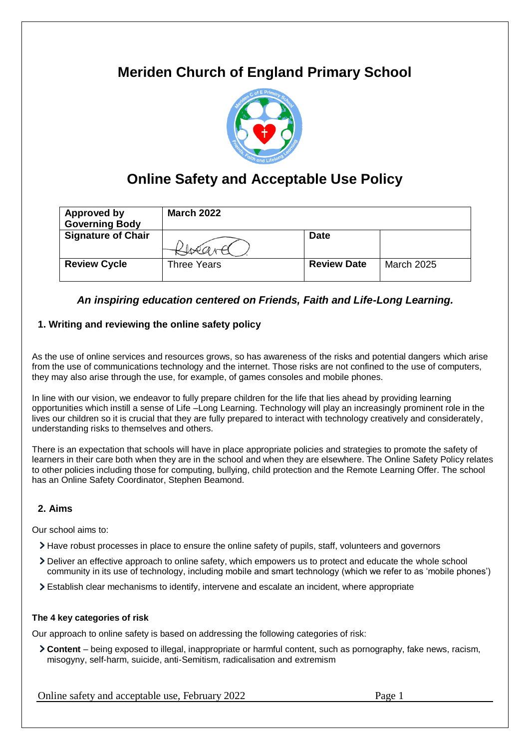# Meriden Church of England Primary School

## Online Safety and Acceptable Use Policy

| Approved by Governing Body | March 2022 | | |
|---|---|---|---|
| Signature of Chair | | Date | |
| Review Cycle | Three Years | Review Date | March 2025 |

***An inspiring education centered on Friends, Faith and Life-Long Learning.***

### 1. Writing and reviewing the online safety policy

As the use of online services and resources grows, so has awareness of the risks and potential dangers which arise from the use of communications technology and the internet. Those risks are not confined to the use of computers, they may also arise through the use, for example, of games consoles and mobile phones.

In line with our vision, we endeavor to fully prepare children for the life that lies ahead by providing learning opportunities which instill a sense of Life –Long Learning. Technology will play an increasingly prominent role in the lives our children so it is crucial that they are fully prepared to interact with technology creatively and considerately, understanding risks to themselves and others.

There is an expectation that schools will have in place appropriate policies and strategies to promote the safety of learners in their care both when they are in the school and when they are elsewhere. The Online Safety Policy relates to other policies including those for computing, bullying, child protection and the Remote Learning Offer. The school has an Online Safety Coordinator, Stephen Beamond.

### 2. Aims

Our school aims to:

- Have robust processes in place to ensure the online safety of pupils, staff, volunteers and governors
- Deliver an effective approach to online safety, which empowers us to protect and educate the whole school community in its use of technology, including mobile and smart technology (which we refer to as 'mobile phones')
- Establish clear mechanisms to identify, intervene and escalate an incident, where appropriate

#### The 4 key categories of risk

Our approach to online safety is based on addressing the following categories of risk:

- **Content** – being exposed to illegal, inappropriate or harmful content, such as pornography, fake news, racism, misogyny, self-harm, suicide, anti-Semitism, radicalisation and extremism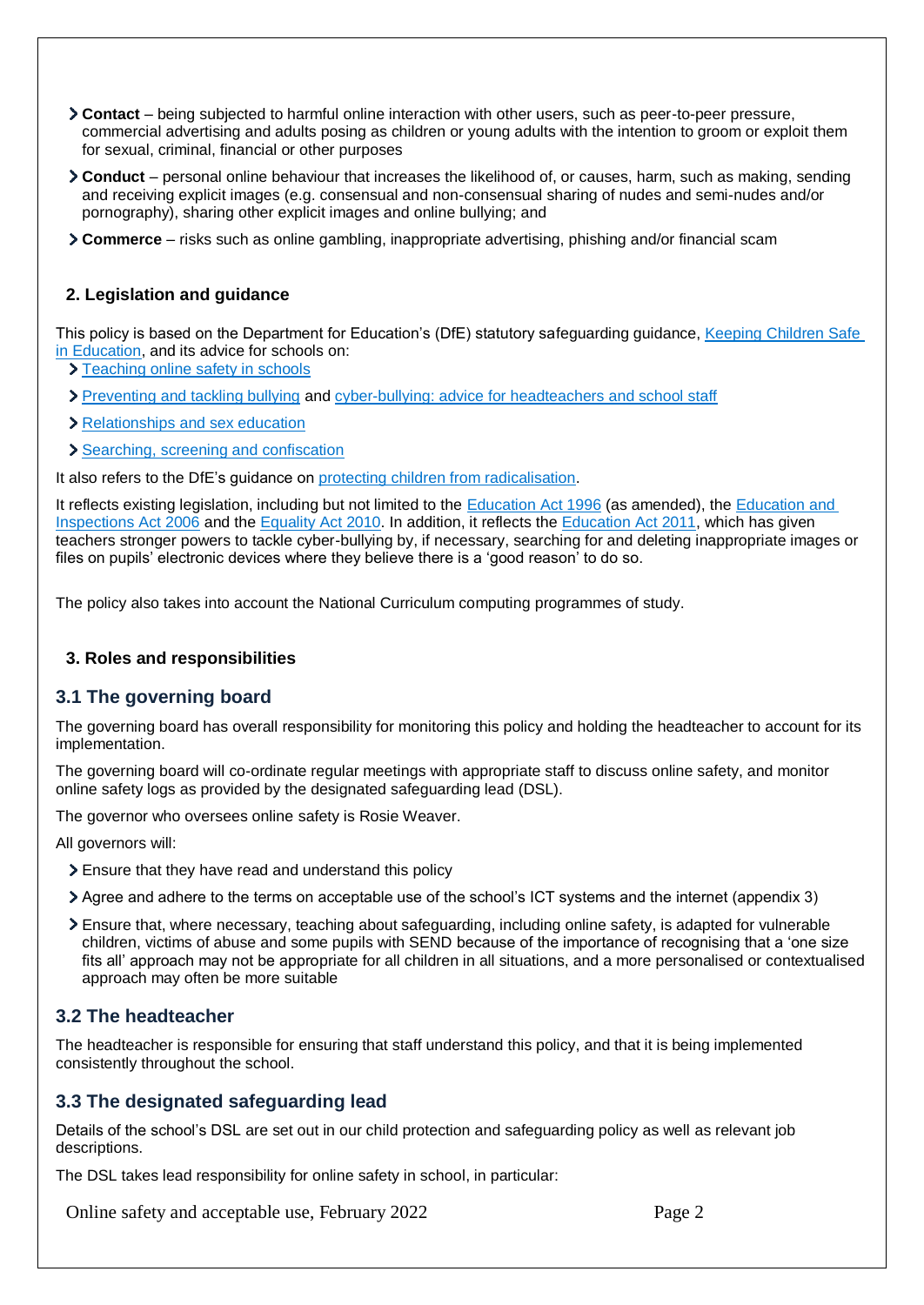- **Contact** – being subjected to harmful online interaction with other users, such as peer-to-peer pressure, commercial advertising and adults posing as children or young adults with the intention to groom or exploit them for sexual, criminal, financial or other purposes
- **Conduct** – personal online behaviour that increases the likelihood of, or causes, harm, such as making, sending and receiving explicit images (e.g. consensual and non-consensual sharing of nudes and semi-nudes and/or pornography), sharing other explicit images and online bullying; and
- **Commerce** – risks such as online gambling, inappropriate advertising, phishing and/or financial scam

## 2. Legislation and guidance

This policy is based on the Department for Education's (DfE) statutory safeguarding guidance, Keeping Children Safe in Education, and its advice for schools on:

- Teaching online safety in schools
- Preventing and tackling bullying and cyber-bullying: advice for headteachers and school staff
- Relationships and sex education
- Searching, screening and confiscation

It also refers to the DfE's guidance on protecting children from radicalisation.

It reflects existing legislation, including but not limited to the Education Act 1996 (as amended), the Education and Inspections Act 2006 and the Equality Act 2010. In addition, it reflects the Education Act 2011, which has given teachers stronger powers to tackle cyber-bullying by, if necessary, searching for and deleting inappropriate images or files on pupils' electronic devices where they believe there is a 'good reason' to do so.

The policy also takes into account the National Curriculum computing programmes of study.

## 3. Roles and responsibilities

### 3.1 The governing board

The governing board has overall responsibility for monitoring this policy and holding the headteacher to account for its implementation.

The governing board will co-ordinate regular meetings with appropriate staff to discuss online safety, and monitor online safety logs as provided by the designated safeguarding lead (DSL).

The governor who oversees online safety is Rosie Weaver.

All governors will:

- Ensure that they have read and understand this policy
- Agree and adhere to the terms on acceptable use of the school's ICT systems and the internet (appendix 3)
- Ensure that, where necessary, teaching about safeguarding, including online safety, is adapted for vulnerable children, victims of abuse and some pupils with SEND because of the importance of recognising that a 'one size fits all' approach may not be appropriate for all children in all situations, and a more personalised or contextualised approach may often be more suitable

### 3.2 The headteacher

The headteacher is responsible for ensuring that staff understand this policy, and that it is being implemented consistently throughout the school.

### 3.3 The designated safeguarding lead

Details of the school's DSL are set out in our child protection and safeguarding policy as well as relevant job descriptions.

The DSL takes lead responsibility for online safety in school, in particular: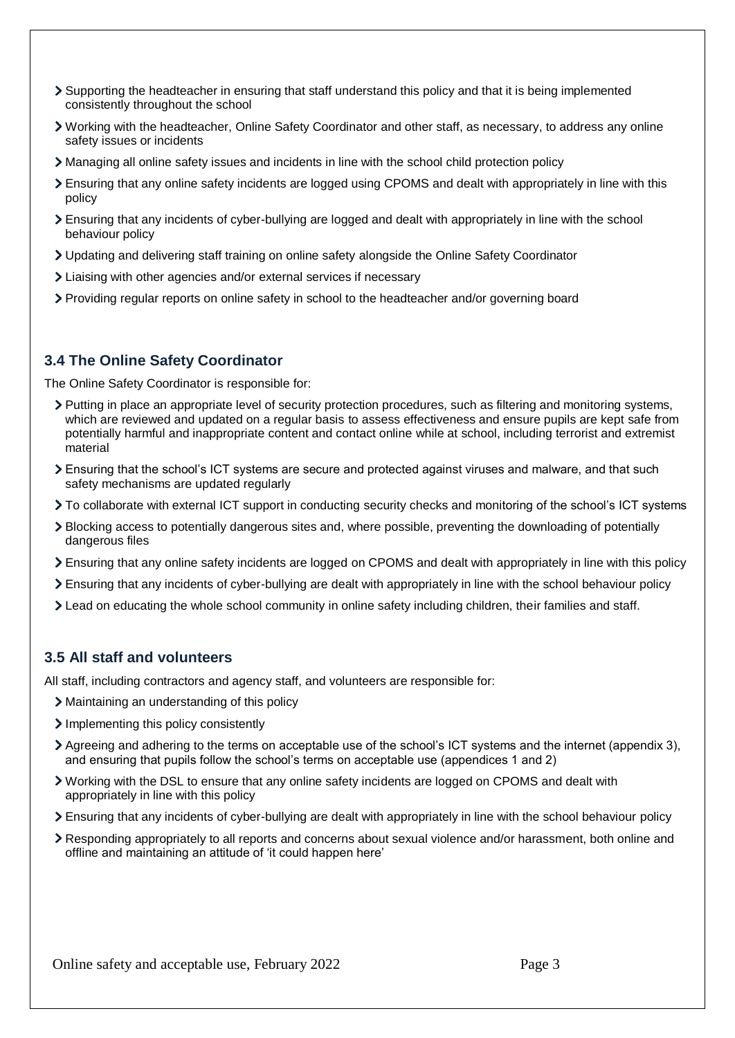- Supporting the headteacher in ensuring that staff understand this policy and that it is being implemented consistently throughout the school
- Working with the headteacher, Online Safety Coordinator and other staff, as necessary, to address any online safety issues or incidents
- Managing all online safety issues and incidents in line with the school child protection policy
- Ensuring that any online safety incidents are logged using CPOMS and dealt with appropriately in line with this policy
- Ensuring that any incidents of cyber-bullying are logged and dealt with appropriately in line with the school behaviour policy
- Updating and delivering staff training on online safety alongside the Online Safety Coordinator
- Liaising with other agencies and/or external services if necessary
- Providing regular reports on online safety in school to the headteacher and/or governing board

### 3.4 The Online Safety Coordinator

The Online Safety Coordinator is responsible for:

- Putting in place an appropriate level of security protection procedures, such as filtering and monitoring systems, which are reviewed and updated on a regular basis to assess effectiveness and ensure pupils are kept safe from potentially harmful and inappropriate content and contact online while at school, including terrorist and extremist material
- Ensuring that the school's ICT systems are secure and protected against viruses and malware, and that such safety mechanisms are updated regularly
- To collaborate with external ICT support in conducting security checks and monitoring of the school's ICT systems
- Blocking access to potentially dangerous sites and, where possible, preventing the downloading of potentially dangerous files
- Ensuring that any online safety incidents are logged on CPOMS and dealt with appropriately in line with this policy
- Ensuring that any incidents of cyber-bullying are dealt with appropriately in line with the school behaviour policy
- Lead on educating the whole school community in online safety including children, their families and staff.

### 3.5 All staff and volunteers

All staff, including contractors and agency staff, and volunteers are responsible for:

- Maintaining an understanding of this policy
- Implementing this policy consistently
- Agreeing and adhering to the terms on acceptable use of the school's ICT systems and the internet (appendix 3), and ensuring that pupils follow the school's terms on acceptable use (appendices 1 and 2)
- Working with the DSL to ensure that any online safety incidents are logged on CPOMS and dealt with appropriately in line with this policy
- Ensuring that any incidents of cyber-bullying are dealt with appropriately in line with the school behaviour policy
- Responding appropriately to all reports and concerns about sexual violence and/or harassment, both online and offline and maintaining an attitude of 'it could happen here'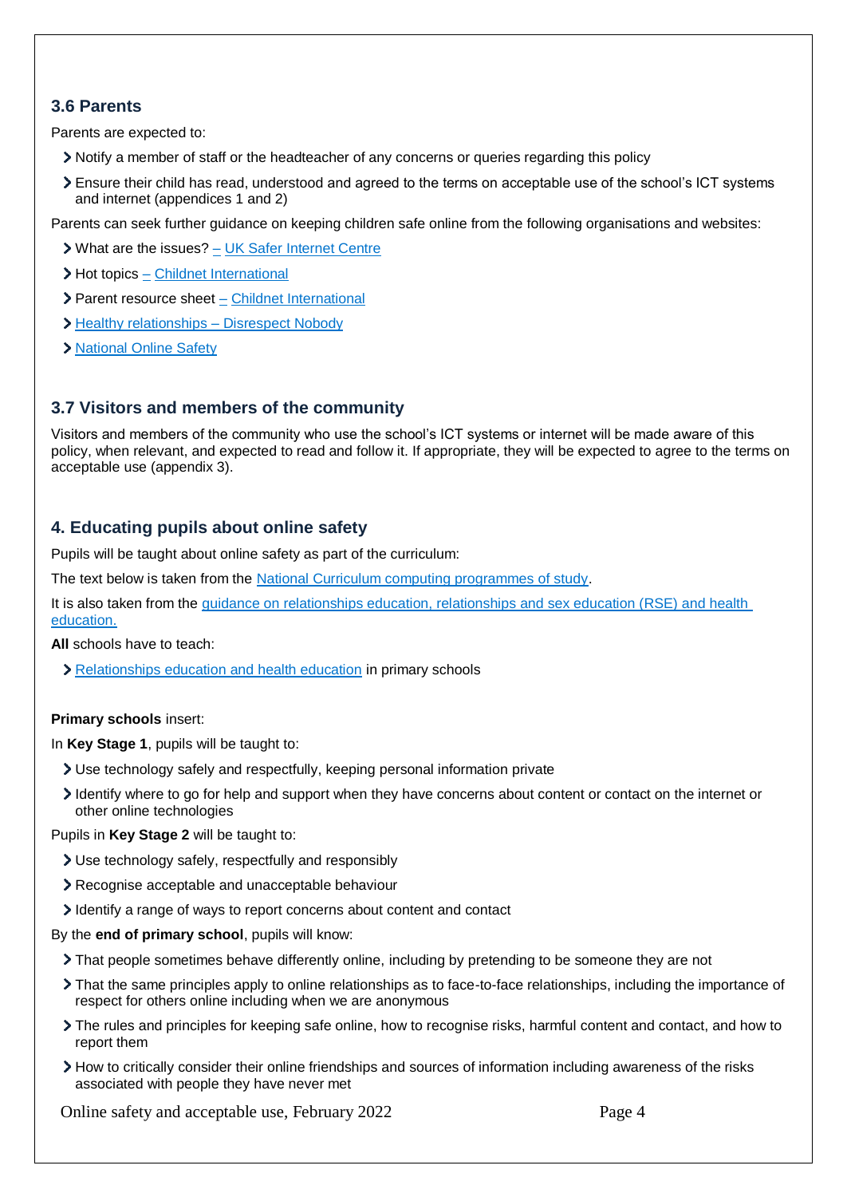### 3.6 Parents

Parents are expected to:

- Notify a member of staff or the headteacher of any concerns or queries regarding this policy
- Ensure their child has read, understood and agreed to the terms on acceptable use of the school's ICT systems and internet (appendices 1 and 2)

Parents can seek further guidance on keeping children safe online from the following organisations and websites:

- What are the issues? – UK Safer Internet Centre
- Hot topics – Childnet International
- Parent resource sheet – Childnet International
- Healthy relationships – Disrespect Nobody
- National Online Safety

### 3.7 Visitors and members of the community

Visitors and members of the community who use the school's ICT systems or internet will be made aware of this policy, when relevant, and expected to read and follow it. If appropriate, they will be expected to agree to the terms on acceptable use (appendix 3).

## 4. Educating pupils about online safety

Pupils will be taught about online safety as part of the curriculum:

The text below is taken from the National Curriculum computing programmes of study.

It is also taken from the guidance on relationships education, relationships and sex education (RSE) and health education.

**All** schools have to teach:

- Relationships education and health education in primary schools

**Primary schools** insert:

In **Key Stage 1**, pupils will be taught to:

- Use technology safely and respectfully, keeping personal information private
- Identify where to go for help and support when they have concerns about content or contact on the internet or other online technologies

Pupils in **Key Stage 2** will be taught to:

- Use technology safely, respectfully and responsibly
- Recognise acceptable and unacceptable behaviour
- Identify a range of ways to report concerns about content and contact

By the **end of primary school**, pupils will know:

- That people sometimes behave differently online, including by pretending to be someone they are not
- That the same principles apply to online relationships as to face-to-face relationships, including the importance of respect for others online including when we are anonymous
- The rules and principles for keeping safe online, how to recognise risks, harmful content and contact, and how to report them
- How to critically consider their online friendships and sources of information including awareness of the risks associated with people they have never met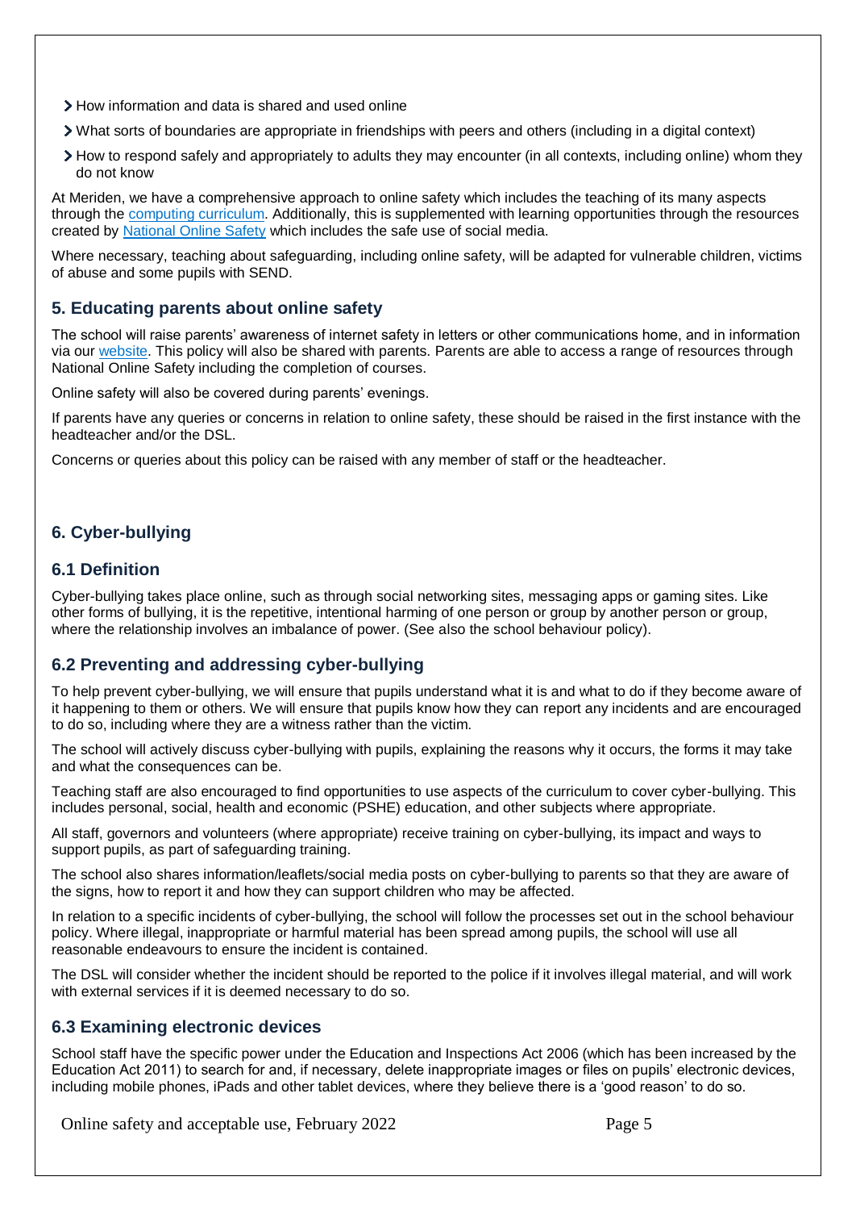- How information and data is shared and used online
- What sorts of boundaries are appropriate in friendships with peers and others (including in a digital context)
- How to respond safely and appropriately to adults they may encounter (in all contexts, including online) whom they do not know

At Meriden, we have a comprehensive approach to online safety which includes the teaching of its many aspects through the computing curriculum. Additionally, this is supplemented with learning opportunities through the resources created by National Online Safety which includes the safe use of social media.

Where necessary, teaching about safeguarding, including online safety, will be adapted for vulnerable children, victims of abuse and some pupils with SEND.

## 5. Educating parents about online safety

The school will raise parents' awareness of internet safety in letters or other communications home, and in information via our website. This policy will also be shared with parents. Parents are able to access a range of resources through National Online Safety including the completion of courses.

Online safety will also be covered during parents' evenings.

If parents have any queries or concerns in relation to online safety, these should be raised in the first instance with the headteacher and/or the DSL.

Concerns or queries about this policy can be raised with any member of staff or the headteacher.

## 6. Cyber-bullying

### 6.1 Definition

Cyber-bullying takes place online, such as through social networking sites, messaging apps or gaming sites. Like other forms of bullying, it is the repetitive, intentional harming of one person or group by another person or group, where the relationship involves an imbalance of power. (See also the school behaviour policy).

### 6.2 Preventing and addressing cyber-bullying

To help prevent cyber-bullying, we will ensure that pupils understand what it is and what to do if they become aware of it happening to them or others. We will ensure that pupils know how they can report any incidents and are encouraged to do so, including where they are a witness rather than the victim.

The school will actively discuss cyber-bullying with pupils, explaining the reasons why it occurs, the forms it may take and what the consequences can be.

Teaching staff are also encouraged to find opportunities to use aspects of the curriculum to cover cyber-bullying. This includes personal, social, health and economic (PSHE) education, and other subjects where appropriate.

All staff, governors and volunteers (where appropriate) receive training on cyber-bullying, its impact and ways to support pupils, as part of safeguarding training.

The school also shares information/leaflets/social media posts on cyber-bullying to parents so that they are aware of the signs, how to report it and how they can support children who may be affected.

In relation to a specific incidents of cyber-bullying, the school will follow the processes set out in the school behaviour policy. Where illegal, inappropriate or harmful material has been spread among pupils, the school will use all reasonable endeavours to ensure the incident is contained.

The DSL will consider whether the incident should be reported to the police if it involves illegal material, and will work with external services if it is deemed necessary to do so.

### 6.3 Examining electronic devices

School staff have the specific power under the Education and Inspections Act 2006 (which has been increased by the Education Act 2011) to search for and, if necessary, delete inappropriate images or files on pupils' electronic devices, including mobile phones, iPads and other tablet devices, where they believe there is a 'good reason' to do so.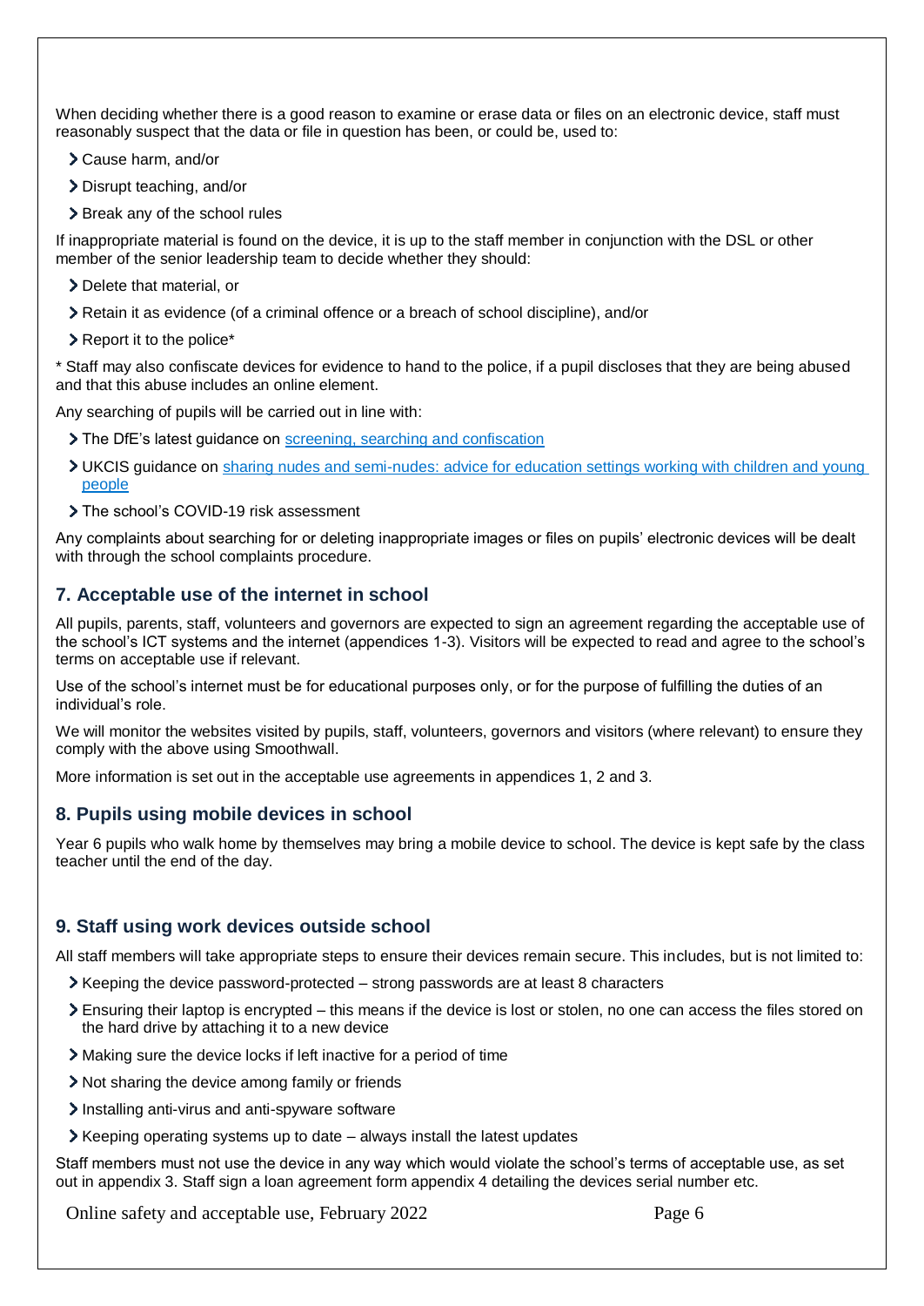When deciding whether there is a good reason to examine or erase data or files on an electronic device, staff must reasonably suspect that the data or file in question has been, or could be, used to:

- Cause harm, and/or
- Disrupt teaching, and/or
- Break any of the school rules

If inappropriate material is found on the device, it is up to the staff member in conjunction with the DSL or other member of the senior leadership team to decide whether they should:

- Delete that material, or
- Retain it as evidence (of a criminal offence or a breach of school discipline), and/or
- Report it to the police*

* Staff may also confiscate devices for evidence to hand to the police, if a pupil discloses that they are being abused and that this abuse includes an online element.

Any searching of pupils will be carried out in line with:

- The DfE's latest guidance on [screening, searching and confiscation]()
- UKCIS guidance on [sharing nudes and semi-nudes: advice for education settings working with children and young people]()
- The school's COVID-19 risk assessment

Any complaints about searching for or deleting inappropriate images or files on pupils' electronic devices will be dealt with through the school complaints procedure.

## 7. Acceptable use of the internet in school

All pupils, parents, staff, volunteers and governors are expected to sign an agreement regarding the acceptable use of the school's ICT systems and the internet (appendices 1-3). Visitors will be expected to read and agree to the school's terms on acceptable use if relevant.

Use of the school's internet must be for educational purposes only, or for the purpose of fulfilling the duties of an individual's role.

We will monitor the websites visited by pupils, staff, volunteers, governors and visitors (where relevant) to ensure they comply with the above using Smoothwall.

More information is set out in the acceptable use agreements in appendices 1, 2 and 3.

## 8. Pupils using mobile devices in school

Year 6 pupils who walk home by themselves may bring a mobile device to school. The device is kept safe by the class teacher until the end of the day.

## 9. Staff using work devices outside school

All staff members will take appropriate steps to ensure their devices remain secure. This includes, but is not limited to:

- Keeping the device password-protected – strong passwords are at least 8 characters
- Ensuring their laptop is encrypted – this means if the device is lost or stolen, no one can access the files stored on the hard drive by attaching it to a new device
- Making sure the device locks if left inactive for a period of time
- Not sharing the device among family or friends
- Installing anti-virus and anti-spyware software
- Keeping operating systems up to date – always install the latest updates

Staff members must not use the device in any way which would violate the school's terms of acceptable use, as set out in appendix 3. Staff sign a loan agreement form appendix 4 detailing the devices serial number etc.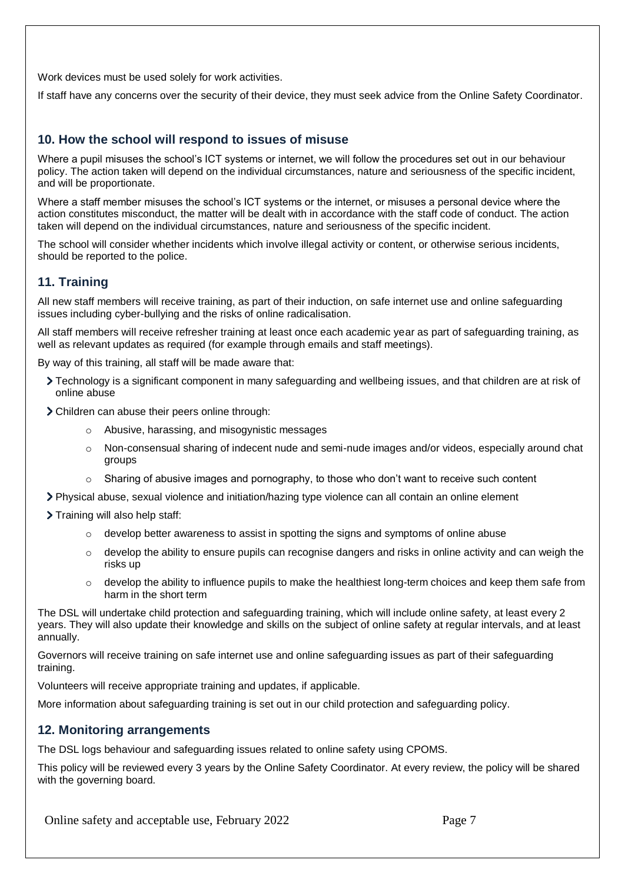Work devices must be used solely for work activities.

If staff have any concerns over the security of their device, they must seek advice from the Online Safety Coordinator.

## 10. How the school will respond to issues of misuse

Where a pupil misuses the school's ICT systems or internet, we will follow the procedures set out in our behaviour policy. The action taken will depend on the individual circumstances, nature and seriousness of the specific incident, and will be proportionate.

Where a staff member misuses the school's ICT systems or the internet, or misuses a personal device where the action constitutes misconduct, the matter will be dealt with in accordance with the staff code of conduct. The action taken will depend on the individual circumstances, nature and seriousness of the specific incident.

The school will consider whether incidents which involve illegal activity or content, or otherwise serious incidents, should be reported to the police.

## 11. Training

All new staff members will receive training, as part of their induction, on safe internet use and online safeguarding issues including cyber-bullying and the risks of online radicalisation.

All staff members will receive refresher training at least once each academic year as part of safeguarding training, as well as relevant updates as required (for example through emails and staff meetings).

By way of this training, all staff will be made aware that:

- Technology is a significant component in many safeguarding and wellbeing issues, and that children are at risk of online abuse
- Children can abuse their peers online through:
    - Abusive, harassing, and misogynistic messages
    - Non-consensual sharing of indecent nude and semi-nude images and/or videos, especially around chat groups
    - Sharing of abusive images and pornography, to those who don't want to receive such content
- Physical abuse, sexual violence and initiation/hazing type violence can all contain an online element
- Training will also help staff:
    - develop better awareness to assist in spotting the signs and symptoms of online abuse
    - develop the ability to ensure pupils can recognise dangers and risks in online activity and can weigh the risks up
    - develop the ability to influence pupils to make the healthiest long-term choices and keep them safe from harm in the short term

The DSL will undertake child protection and safeguarding training, which will include online safety, at least every 2 years. They will also update their knowledge and skills on the subject of online safety at regular intervals, and at least annually.

Governors will receive training on safe internet use and online safeguarding issues as part of their safeguarding training.

Volunteers will receive appropriate training and updates, if applicable.

More information about safeguarding training is set out in our child protection and safeguarding policy.

## 12. Monitoring arrangements

The DSL logs behaviour and safeguarding issues related to online safety using CPOMS.

This policy will be reviewed every 3 years by the Online Safety Coordinator. At every review, the policy will be shared with the governing board.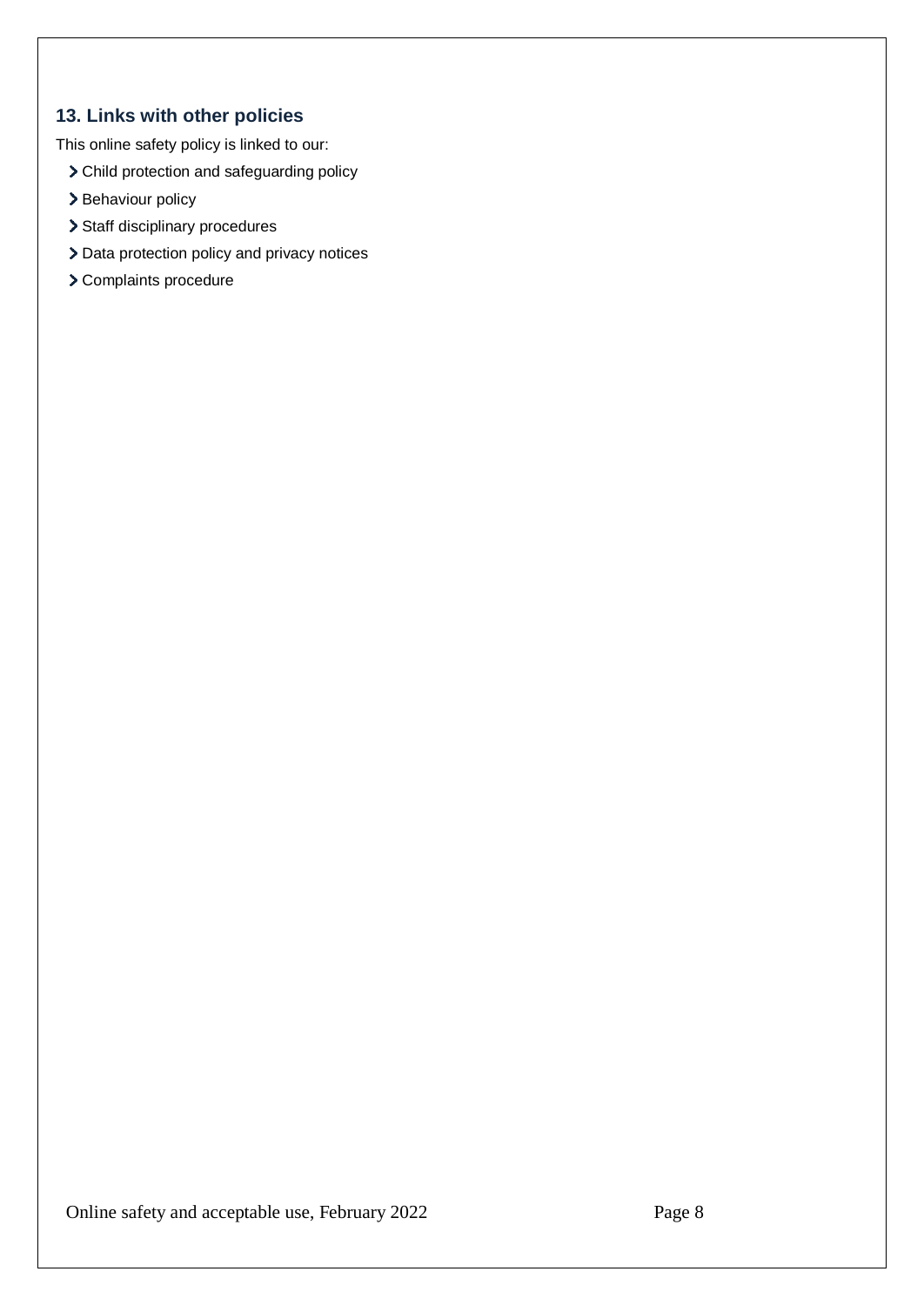## 13. Links with other policies

This online safety policy is linked to our:

- Child protection and safeguarding policy
- Behaviour policy
- Staff disciplinary procedures
- Data protection policy and privacy notices
- Complaints procedure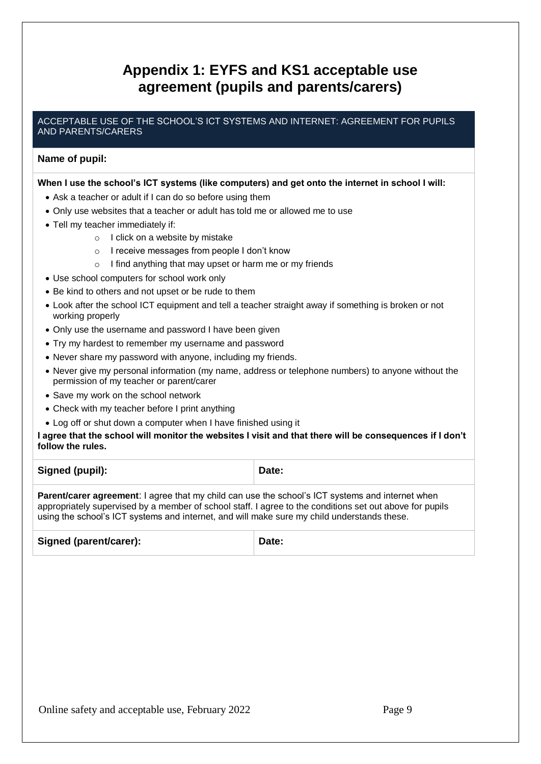# Appendix 1: EYFS and KS1 acceptable use agreement (pupils and parents/carers)

ACCEPTABLE USE OF THE SCHOOL'S ICT SYSTEMS AND INTERNET: AGREEMENT FOR PUPILS AND PARENTS/CARERS

**Name of pupil:**

**When I use the school's ICT systems (like computers) and get onto the internet in school I will:**

- Ask a teacher or adult if I can do so before using them
- Only use websites that a teacher or adult has told me or allowed me to use
- Tell my teacher immediately if:
  - I click on a website by mistake
  - I receive messages from people I don't know
  - I find anything that may upset or harm me or my friends
- Use school computers for school work only
- Be kind to others and not upset or be rude to them
- Look after the school ICT equipment and tell a teacher straight away if something is broken or not working properly
- Only use the username and password I have been given
- Try my hardest to remember my username and password
- Never share my password with anyone, including my friends.
- Never give my personal information (my name, address or telephone numbers) to anyone without the permission of my teacher or parent/carer
- Save my work on the school network
- Check with my teacher before I print anything
- Log off or shut down a computer when I have finished using it

**I agree that the school will monitor the websites I visit and that there will be consequences if I don't follow the rules.**

| **Signed (pupil):** | **Date:** |
|---|---|

**Parent/carer agreement**: I agree that my child can use the school's ICT systems and internet when appropriately supervised by a member of school staff. I agree to the conditions set out above for pupils using the school's ICT systems and internet, and will make sure my child understands these.

| **Signed (parent/carer):** | **Date:** |
|---|---|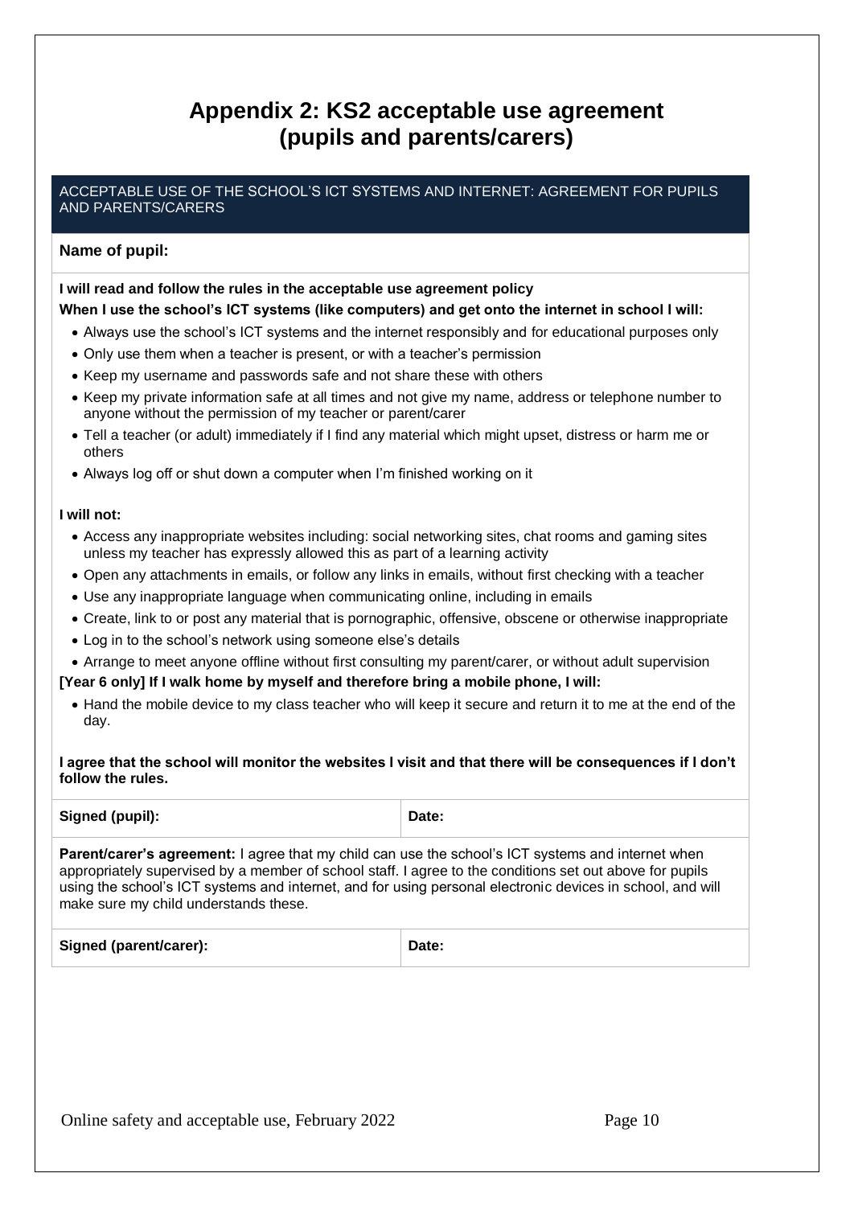# Appendix 2: KS2 acceptable use agreement (pupils and parents/carers)

ACCEPTABLE USE OF THE SCHOOL'S ICT SYSTEMS AND INTERNET: AGREEMENT FOR PUPILS AND PARENTS/CARERS

**Name of pupil:**

**I will read and follow the rules in the acceptable use agreement policy**

**When I use the school's ICT systems (like computers) and get onto the internet in school I will:**

- Always use the school's ICT systems and the internet responsibly and for educational purposes only
- Only use them when a teacher is present, or with a teacher's permission
- Keep my username and passwords safe and not share these with others
- Keep my private information safe at all times and not give my name, address or telephone number to anyone without the permission of my teacher or parent/carer
- Tell a teacher (or adult) immediately if I find any material which might upset, distress or harm me or others
- Always log off or shut down a computer when I'm finished working on it

**I will not:**

- Access any inappropriate websites including: social networking sites, chat rooms and gaming sites unless my teacher has expressly allowed this as part of a learning activity
- Open any attachments in emails, or follow any links in emails, without first checking with a teacher
- Use any inappropriate language when communicating online, including in emails
- Create, link to or post any material that is pornographic, offensive, obscene or otherwise inappropriate
- Log in to the school's network using someone else's details
- Arrange to meet anyone offline without first consulting my parent/carer, or without adult supervision

**[Year 6 only] If I walk home by myself and therefore bring a mobile phone, I will:**

- Hand the mobile device to my class teacher who will keep it secure and return it to me at the end of the day.

**I agree that the school will monitor the websites I visit and that there will be consequences if I don't follow the rules.**

| **Signed (pupil):** | **Date:** |
| --- | --- |

**Parent/carer's agreement:** I agree that my child can use the school's ICT systems and internet when appropriately supervised by a member of school staff. I agree to the conditions set out above for pupils using the school's ICT systems and internet, and for using personal electronic devices in school, and will make sure my child understands these.

| **Signed (parent/carer):** | **Date:** |
| --- | --- |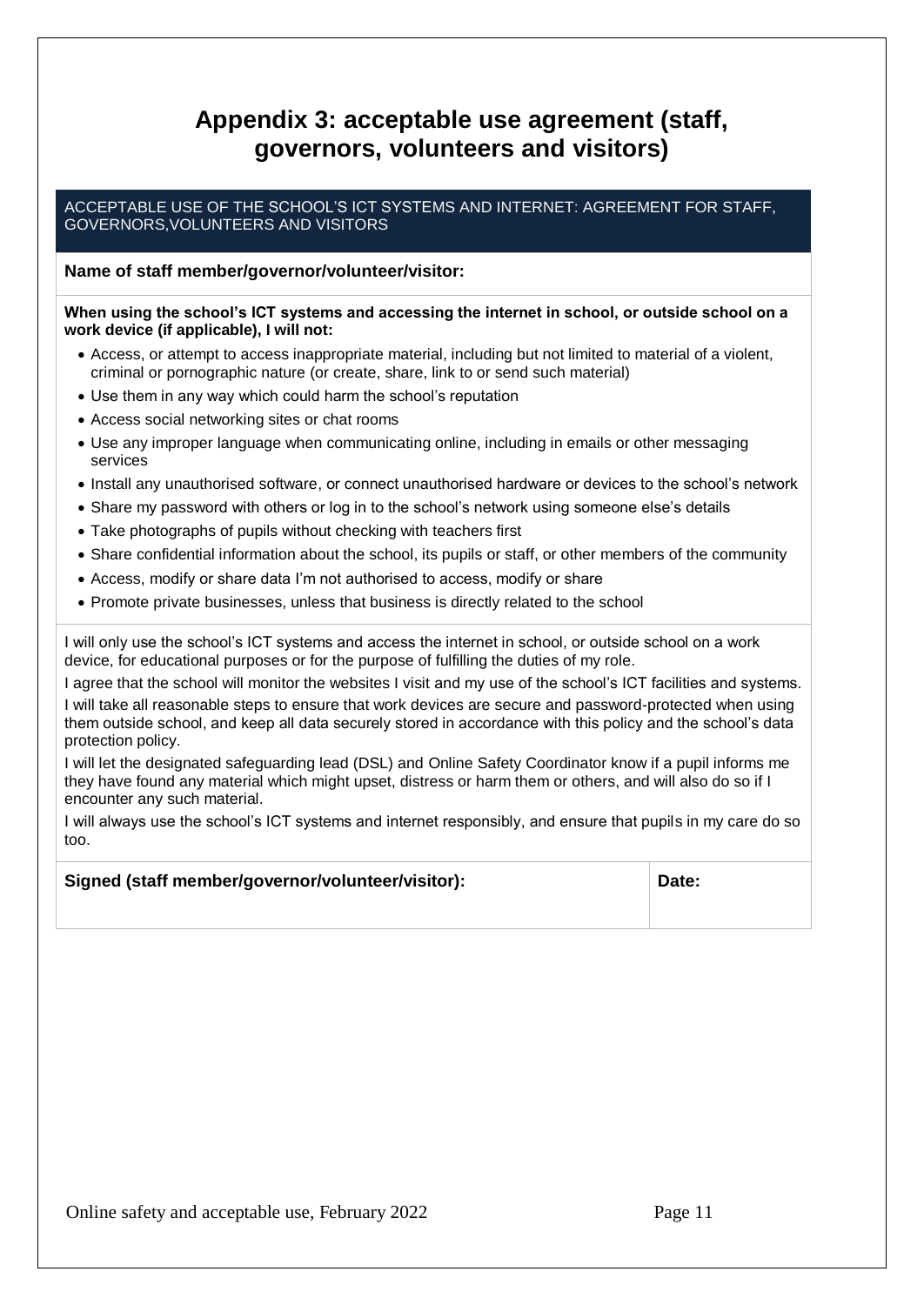# Appendix 3: acceptable use agreement (staff, governors, volunteers and visitors)

ACCEPTABLE USE OF THE SCHOOL'S ICT SYSTEMS AND INTERNET: AGREEMENT FOR STAFF, GOVERNORS,VOLUNTEERS AND VISITORS

**Name of staff member/governor/volunteer/visitor:**

**When using the school's ICT systems and accessing the internet in school, or outside school on a work device (if applicable), I will not:**

- Access, or attempt to access inappropriate material, including but not limited to material of a violent, criminal or pornographic nature (or create, share, link to or send such material)
- Use them in any way which could harm the school's reputation
- Access social networking sites or chat rooms
- Use any improper language when communicating online, including in emails or other messaging services
- Install any unauthorised software, or connect unauthorised hardware or devices to the school's network
- Share my password with others or log in to the school's network using someone else's details
- Take photographs of pupils without checking with teachers first
- Share confidential information about the school, its pupils or staff, or other members of the community
- Access, modify or share data I'm not authorised to access, modify or share
- Promote private businesses, unless that business is directly related to the school

I will only use the school's ICT systems and access the internet in school, or outside school on a work device, for educational purposes or for the purpose of fulfilling the duties of my role.

I agree that the school will monitor the websites I visit and my use of the school's ICT facilities and systems.

I will take all reasonable steps to ensure that work devices are secure and password-protected when using them outside school, and keep all data securely stored in accordance with this policy and the school's data protection policy.

I will let the designated safeguarding lead (DSL) and Online Safety Coordinator know if a pupil informs me they have found any material which might upset, distress or harm them or others, and will also do so if I encounter any such material.

I will always use the school's ICT systems and internet responsibly, and ensure that pupils in my care do so too.

| **Signed (staff member/governor/volunteer/visitor):** | **Date:** |
|---|---|
| | |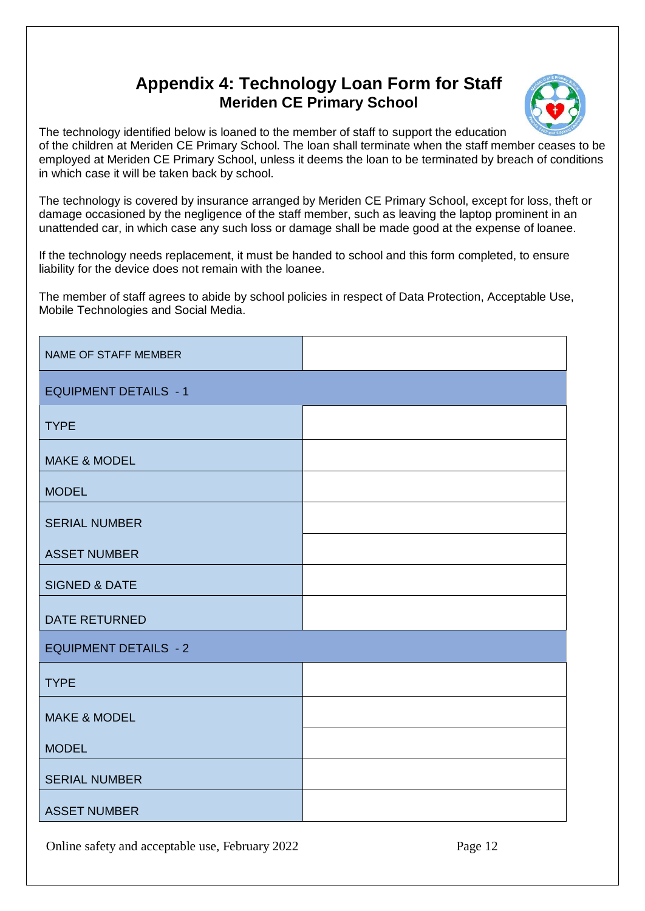# Appendix 4: Technology Loan Form for Staff

## Meriden CE Primary School

The technology identified below is loaned to the member of staff to support the education of the children at Meriden CE Primary School. The loan shall terminate when the staff member ceases to be employed at Meriden CE Primary School, unless it deems the loan to be terminated by breach of conditions in which case it will be taken back by school.

The technology is covered by insurance arranged by Meriden CE Primary School, except for loss, theft or damage occasioned by the negligence of the staff member, such as leaving the laptop prominent in an unattended car, in which case any such loss or damage shall be made good at the expense of loanee.

If the technology needs replacement, it must be handed to school and this form completed, to ensure liability for the device does not remain with the loanee.

The member of staff agrees to abide by school policies in respect of Data Protection, Acceptable Use, Mobile Technologies and Social Media.

| NAME OF STAFF MEMBER | |
|---|---|
| **EQUIPMENT DETAILS - 1** | |
| TYPE | |
| MAKE & MODEL | |
| MODEL | |
| SERIAL NUMBER | |
| ASSET NUMBER | |
| SIGNED & DATE | |
| DATE RETURNED | |
| **EQUIPMENT DETAILS - 2** | |
| TYPE | |
| MAKE & MODEL | |
| MODEL | |
| SERIAL NUMBER | |
| ASSET NUMBER | |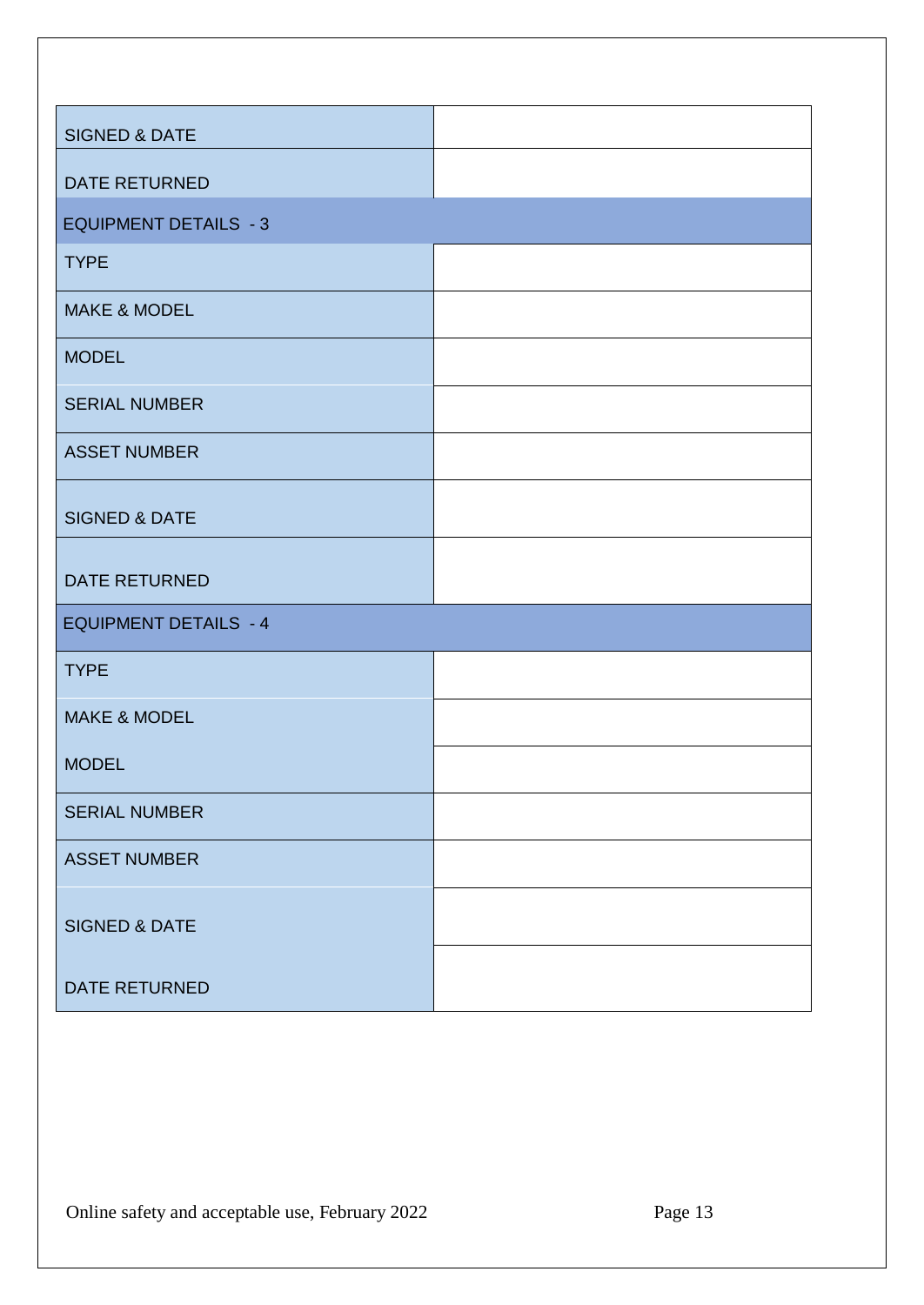| | |
|---|---|
| SIGNED & DATE | |
| DATE RETURNED | |
| EQUIPMENT DETAILS - 3 | |
| TYPE | |
| MAKE & MODEL | |
| MODEL | |
| SERIAL NUMBER | |
| ASSET NUMBER | |
| SIGNED & DATE | |
| DATE RETURNED | |
| EQUIPMENT DETAILS - 4 | |
| TYPE | |
| MAKE & MODEL | |
| MODEL | |
| SERIAL NUMBER | |
| ASSET NUMBER | |
| SIGNED & DATE | |
| DATE RETURNED | |